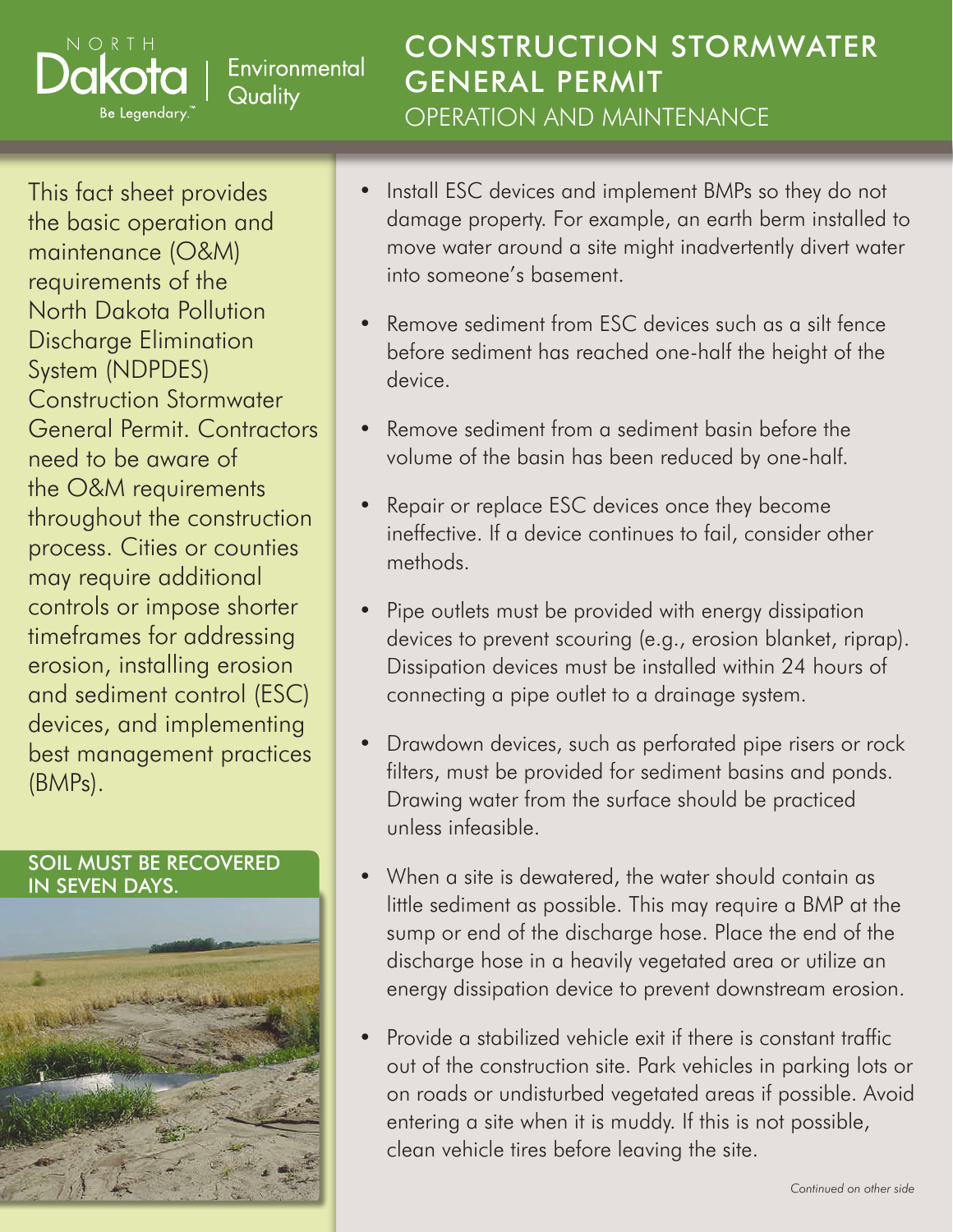North Dakota Environmental Quality — Be Legendary.™

# CONSTRUCTION STORMWATER GENERAL PERMIT

## OPERATION AND MAINTENANCE

This fact sheet provides the basic operation and maintenance (O&M) requirements of the North Dakota Pollution Discharge Elimination System (NDPDES) Construction Stormwater General Permit. Contractors need to be aware of the O&M requirements throughout the construction process. Cities or counties may require additional controls or impose shorter timeframes for addressing erosion, installing erosion and sediment control (ESC) devices, and implementing best management practices (BMPs).

SOIL MUST BE RECOVERED IN SEVEN DAYS.

- Install ESC devices and implement BMPs so they do not damage property. For example, an earth berm installed to move water around a site might inadvertently divert water into someone's basement.
- Remove sediment from ESC devices such as a silt fence before sediment has reached one-half the height of the device.
- Remove sediment from a sediment basin before the volume of the basin has been reduced by one-half.
- Repair or replace ESC devices once they become ineffective. If a device continues to fail, consider other methods.
- Pipe outlets must be provided with energy dissipation devices to prevent scouring (e.g., erosion blanket, riprap). Dissipation devices must be installed within 24 hours of connecting a pipe outlet to a drainage system.
- Drawdown devices, such as perforated pipe risers or rock filters, must be provided for sediment basins and ponds. Drawing water from the surface should be practiced unless infeasible.
- When a site is dewatered, the water should contain as little sediment as possible. This may require a BMP at the sump or end of the discharge hose. Place the end of the discharge hose in a heavily vegetated area or utilize an energy dissipation device to prevent downstream erosion.
- Provide a stabilized vehicle exit if there is constant traffic out of the construction site. Park vehicles in parking lots or on roads or undisturbed vegetated areas if possible. Avoid entering a site when it is muddy. If this is not possible, clean vehicle tires before leaving the site.

*Continued on other side*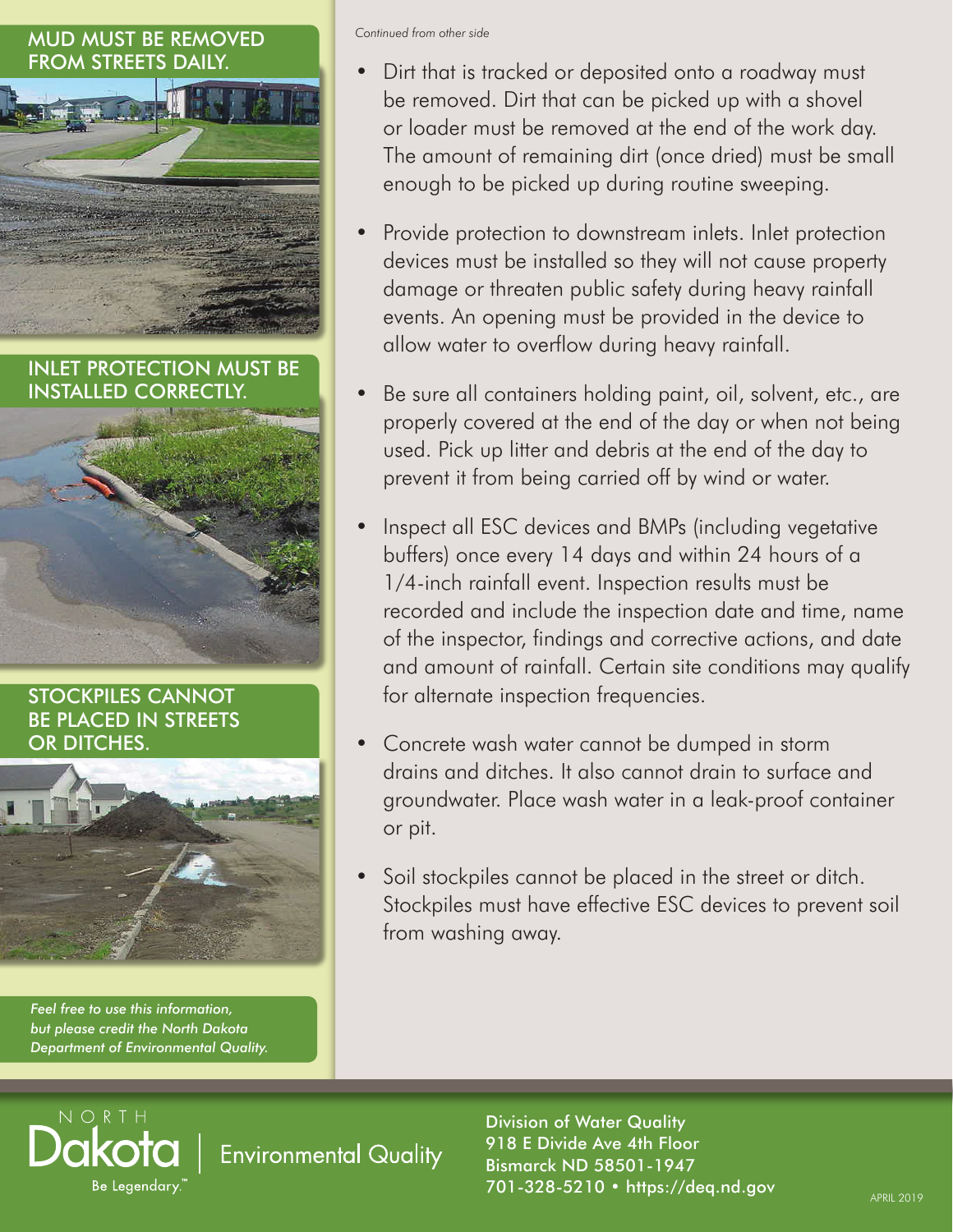## MUD MUST BE REMOVED FROM STREETS DAILY.

## INLET PROTECTION MUST BE INSTALLED CORRECTLY.

## STOCKPILES CANNOT BE PLACED IN STREETS OR DITCHES.

*Feel free to use this information, but please credit the North Dakota Department of Environmental Quality.*

*Continued from other side*

- Dirt that is tracked or deposited onto a roadway must be removed. Dirt that can be picked up with a shovel or loader must be removed at the end of the work day. The amount of remaining dirt (once dried) must be small enough to be picked up during routine sweeping.
- Provide protection to downstream inlets. Inlet protection devices must be installed so they will not cause property damage or threaten public safety during heavy rainfall events. An opening must be provided in the device to allow water to overflow during heavy rainfall.
- Be sure all containers holding paint, oil, solvent, etc., are properly covered at the end of the day or when not being used. Pick up litter and debris at the end of the day to prevent it from being carried off by wind or water.
- Inspect all ESC devices and BMPs (including vegetative buffers) once every 14 days and within 24 hours of a 1/4-inch rainfall event. Inspection results must be recorded and include the inspection date and time, name of the inspector, findings and corrective actions, and date and amount of rainfall. Certain site conditions may qualify for alternate inspection frequencies.
- Concrete wash water cannot be dumped in storm drains and ditches. It also cannot drain to surface and groundwater. Place wash water in a leak-proof container or pit.
- Soil stockpiles cannot be placed in the street or ditch. Stockpiles must have effective ESC devices to prevent soil from washing away.

NORTH Dakota | Environmental Quality
Be Legendary.™

Division of Water Quality
918 E Divide Ave 4th Floor
Bismarck ND 58501-1947
701-328-5210 • https://deq.nd.gov

APRIL 2019